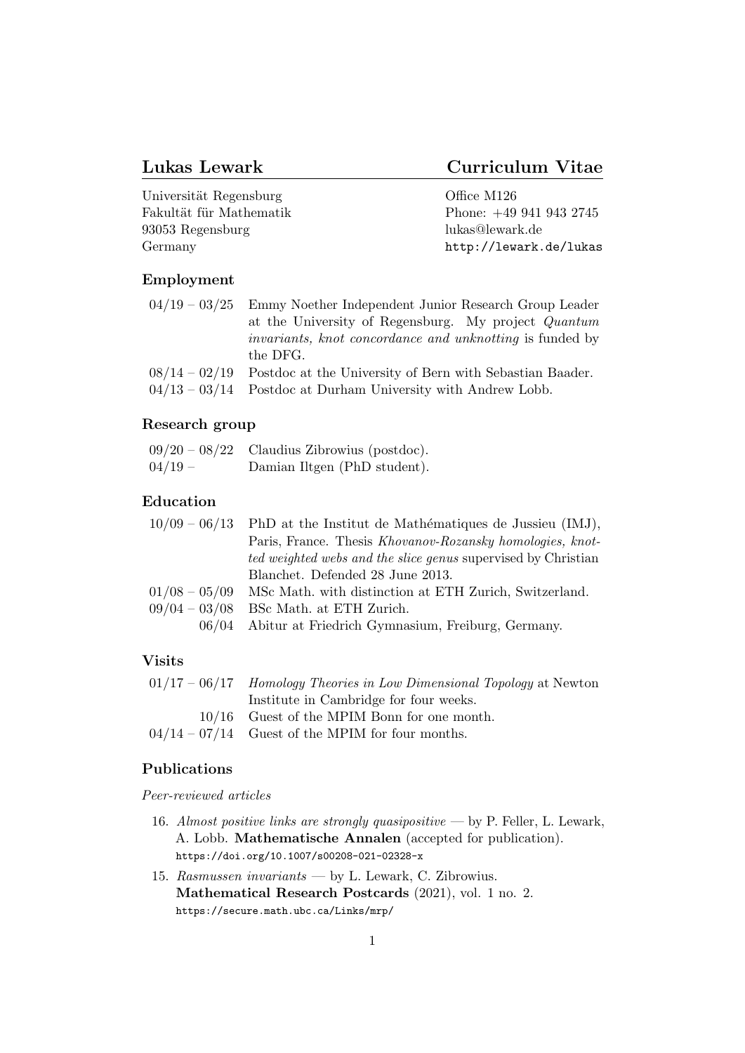# Lukas Lewark — Curriculum Vitae

Universität Regensburg
Fakultät für Mathematik
93053 Regensburg
Germany

Office M126
Phone: +49 941 943 2745
lukas@lewark.de
http://lewark.de/lukas

## Employment

| | |
|---|---|
| 04/19 – 03/25 | Emmy Noether Independent Junior Research Group Leader at the University of Regensburg. My project *Quantum invariants, knot concordance and unknotting* is funded by the DFG. |
| 08/14 – 02/19 | Postdoc at the University of Bern with Sebastian Baader. |
| 04/13 – 03/14 | Postdoc at Durham University with Andrew Lobb. |

## Research group

| | |
|---|---|
| 09/20 – 08/22 | Claudius Zibrowius (postdoc). |
| 04/19 – | Damian Iltgen (PhD student). |

## Education

| | |
|---|---|
| 10/09 – 06/13 | PhD at the Institut de Mathématiques de Jussieu (IMJ), Paris, France. Thesis *Khovanov-Rozansky homologies, knotted weighted webs and the slice genus* supervised by Christian Blanchet. Defended 28 June 2013. |
| 01/08 – 05/09 | MSc Math. with distinction at ETH Zurich, Switzerland. |
| 09/04 – 03/08 | BSc Math. at ETH Zurich. |
| 06/04 | Abitur at Friedrich Gymnasium, Freiburg, Germany. |

## Visits

| | |
|---|---|
| 01/17 – 06/17 | *Homology Theories in Low Dimensional Topology* at Newton Institute in Cambridge for four weeks. |
| 10/16 | Guest of the MPIM Bonn for one month. |
| 04/14 – 07/14 | Guest of the MPIM for four months. |

## Publications

*Peer-reviewed articles*

16. *Almost positive links are strongly quasipositive* — by P. Feller, L. Lewark, A. Lobb. **Mathematische Annalen** (accepted for publication).
https://doi.org/10.1007/s00208-021-02328-x

15. *Rasmussen invariants* — by L. Lewark, C. Zibrowius.
**Mathematical Research Postcards** (2021), vol. 1 no. 2.
https://secure.math.ubc.ca/Links/mrp/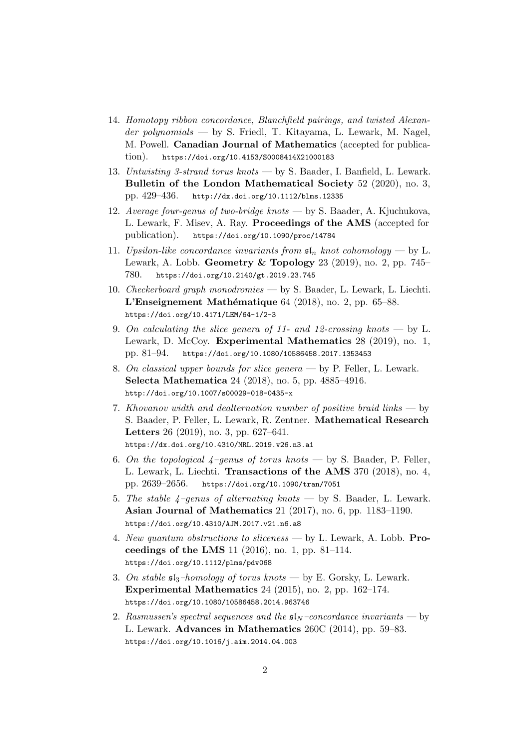14. *Homotopy ribbon concordance, Blanchfield pairings, and twisted Alexander polynomials* — by S. Friedl, T. Kitayama, L. Lewark, M. Nagel, M. Powell. **Canadian Journal of Mathematics** (accepted for publication). `https://doi.org/10.4153/S0008414X21000183`

13. *Untwisting 3-strand torus knots* — by S. Baader, I. Banfield, L. Lewark. **Bulletin of the London Mathematical Society** 52 (2020), no. 3, pp. 429–436. `http://dx.doi.org/10.1112/blms.12335`

12. *Average four-genus of two-bridge knots* — by S. Baader, A. Kjuchukova, L. Lewark, F. Misev, A. Ray. **Proceedings of the AMS** (accepted for publication). `https://doi.org/10.1090/proc/14784`

11. *Upsilon-like concordance invariants from* $\mathfrak{sl}_n$ *knot cohomology* — by L. Lewark, A. Lobb. **Geometry & Topology** 23 (2019), no. 2, pp. 745–780. `https://doi.org/10.2140/gt.2019.23.745`

10. *Checkerboard graph monodromies* — by S. Baader, L. Lewark, L. Liechti. **L'Enseignement Mathématique** 64 (2018), no. 2, pp. 65–88. `https://doi.org/10.4171/LEM/64-1/2-3`

9. *On calculating the slice genera of 11- and 12-crossing knots* — by L. Lewark, D. McCoy. **Experimental Mathematics** 28 (2019), no. 1, pp. 81–94. `https://doi.org/10.1080/10586458.2017.1353453`

8. *On classical upper bounds for slice genera* — by P. Feller, L. Lewark. **Selecta Mathematica** 24 (2018), no. 5, pp. 4885–4916. `http://doi.org/10.1007/s00029-018-0435-x`

7. *Khovanov width and dealternation number of positive braid links* — by S. Baader, P. Feller, L. Lewark, R. Zentner. **Mathematical Research Letters** 26 (2019), no. 3, pp. 627–641. `https://dx.doi.org/10.4310/MRL.2019.v26.n3.a1`

6. *On the topological 4–genus of torus knots* — by S. Baader, P. Feller, L. Lewark, L. Liechti. **Transactions of the AMS** 370 (2018), no. 4, pp. 2639–2656. `https://doi.org/10.1090/tran/7051`

5. *The stable 4–genus of alternating knots* — by S. Baader, L. Lewark. **Asian Journal of Mathematics** 21 (2017), no. 6, pp. 1183–1190. `https://doi.org/10.4310/AJM.2017.v21.n6.a8`

4. *New quantum obstructions to sliceness* — by L. Lewark, A. Lobb. **Proceedings of the LMS** 11 (2016), no. 1, pp. 81–114. `https://doi.org/10.1112/plms/pdv068`

3. *On stable* $\mathfrak{sl}_3$*–homology of torus knots* — by E. Gorsky, L. Lewark. **Experimental Mathematics** 24 (2015), no. 2, pp. 162–174. `https://doi.org/10.1080/10586458.2014.963746`

2. *Rasmussen's spectral sequences and the* $\mathfrak{sl}_N$*–concordance invariants* — by L. Lewark. **Advances in Mathematics** 260C (2014), pp. 59–83. `https://doi.org/10.1016/j.aim.2014.04.003`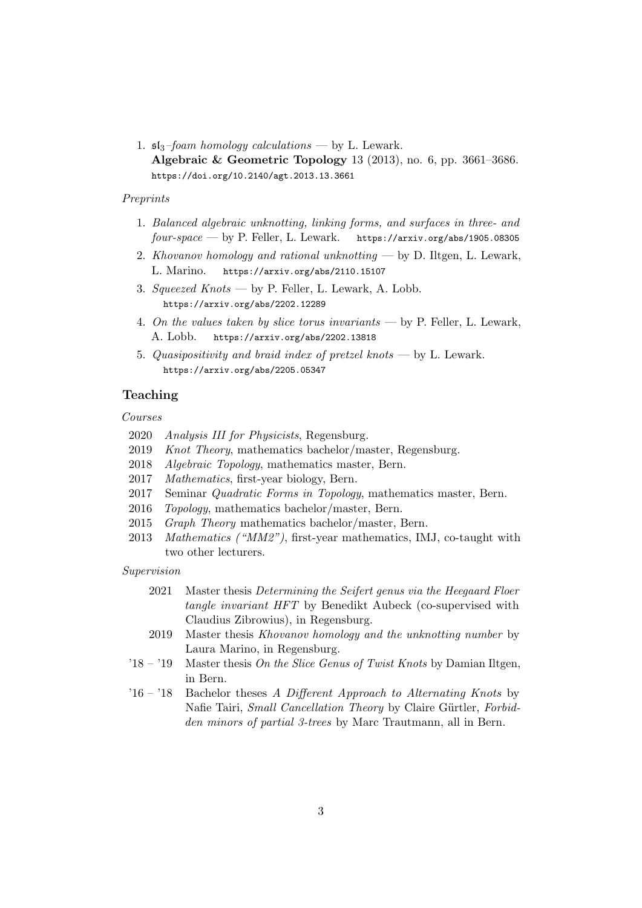1. $\mathfrak{sl}_3$*–foam homology calculations* — by L. Lewark.
   **Algebraic & Geometric Topology** 13 (2013), no. 6, pp. 3661–3686.
   `https://doi.org/10.2140/agt.2013.13.3661`

*Preprints*

1. *Balanced algebraic unknotting, linking forms, and surfaces in three- and four-space* — by P. Feller, L. Lewark. `https://arxiv.org/abs/1905.08305`
2. *Khovanov homology and rational unknotting* — by D. Iltgen, L. Lewark, L. Marino. `https://arxiv.org/abs/2110.15107`
3. *Squeezed Knots* — by P. Feller, L. Lewark, A. Lobb. `https://arxiv.org/abs/2202.12289`
4. *On the values taken by slice torus invariants* — by P. Feller, L. Lewark, A. Lobb. `https://arxiv.org/abs/2202.13818`
5. *Quasipositivity and braid index of pretzel knots* — by L. Lewark. `https://arxiv.org/abs/2205.05347`

## Teaching

*Courses*

- 2020 *Analysis III for Physicists*, Regensburg.
- 2019 *Knot Theory*, mathematics bachelor/master, Regensburg.
- 2018 *Algebraic Topology*, mathematics master, Bern.
- 2017 *Mathematics*, first-year biology, Bern.
- 2017 Seminar *Quadratic Forms in Topology*, mathematics master, Bern.
- 2016 *Topology*, mathematics bachelor/master, Bern.
- 2015 *Graph Theory* mathematics bachelor/master, Bern.
- 2013 *Mathematics ("MM2")*, first-year mathematics, IMJ, co-taught with two other lecturers.

*Supervision*

- 2021 Master thesis *Determining the Seifert genus via the Heegaard Floer tangle invariant HFT* by Benedikt Aubeck (co-supervised with Claudius Zibrowius), in Regensburg.
- 2019 Master thesis *Khovanov homology and the unknotting number* by Laura Marino, in Regensburg.
- '18 – '19 Master thesis *On the Slice Genus of Twist Knots* by Damian Iltgen, in Bern.
- '16 – '18 Bachelor theses *A Different Approach to Alternating Knots* by Nafie Tairi, *Small Cancellation Theory* by Claire Gürtler, *Forbidden minors of partial 3-trees* by Marc Trautmann, all in Bern.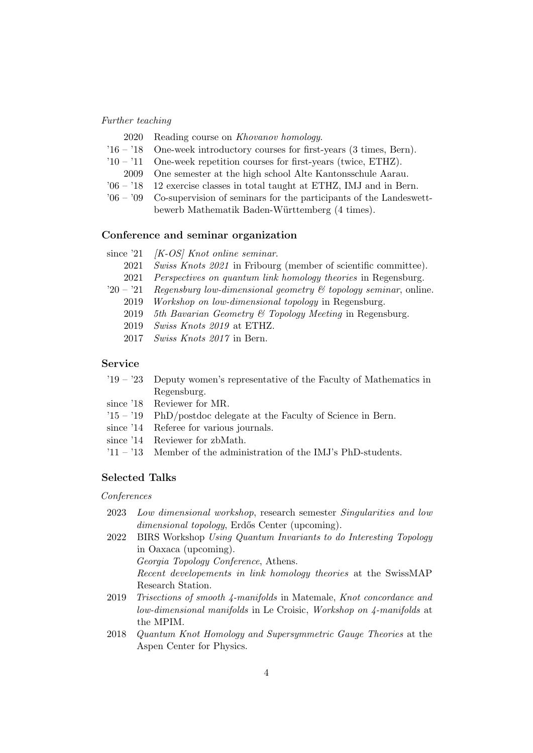*Further teaching*

- 2020 Reading course on *Khovanov homology*.
- '16 – '18 One-week introductory courses for first-years (3 times, Bern).
- '10 – '11 One-week repetition courses for first-years (twice, ETHZ).
- 2009 One semester at the high school Alte Kantonsschule Aarau.
- '06 – '18 12 exercise classes in total taught at ETHZ, IMJ and in Bern.
- '06 – '09 Co-supervision of seminars for the participants of the Landeswettbewerb Mathematik Baden-Württemberg (4 times).

## Conference and seminar organization

- since '21 *[K-OS] Knot online seminar*.
- 2021 *Swiss Knots 2021* in Fribourg (member of scientific committee).
- 2021 *Perspectives on quantum link homology theories* in Regensburg.
- '20 – '21 *Regensburg low-dimensional geometry & topology seminar*, online.
- 2019 *Workshop on low-dimensional topology* in Regensburg.
- 2019 *5th Bavarian Geometry & Topology Meeting* in Regensburg.
- 2019 *Swiss Knots 2019* at ETHZ.
- 2017 *Swiss Knots 2017* in Bern.

## Service

- '19 – '23 Deputy women's representative of the Faculty of Mathematics in Regensburg.
- since '18 Reviewer for MR.
- '15 – '19 PhD/postdoc delegate at the Faculty of Science in Bern.
- since '14 Referee for various journals.
- since '14 Reviewer for zbMath.
- '11 – '13 Member of the administration of the IMJ's PhD-students.

## Selected Talks

*Conferences*

- 2023 *Low dimensional workshop*, research semester *Singularities and low dimensional topology*, Erdős Center (upcoming).
- 2022 BIRS Workshop *Using Quantum Invariants to do Interesting Topology* in Oaxaca (upcoming).
  *Georgia Topology Conference*, Athens.
  *Recent developements in link homology theories* at the SwissMAP Research Station.
- 2019 *Trisections of smooth 4-manifolds* in Matemale, *Knot concordance and low-dimensional manifolds* in Le Croisic, *Workshop on 4-manifolds* at the MPIM.
- 2018 *Quantum Knot Homology and Supersymmetric Gauge Theories* at the Aspen Center for Physics.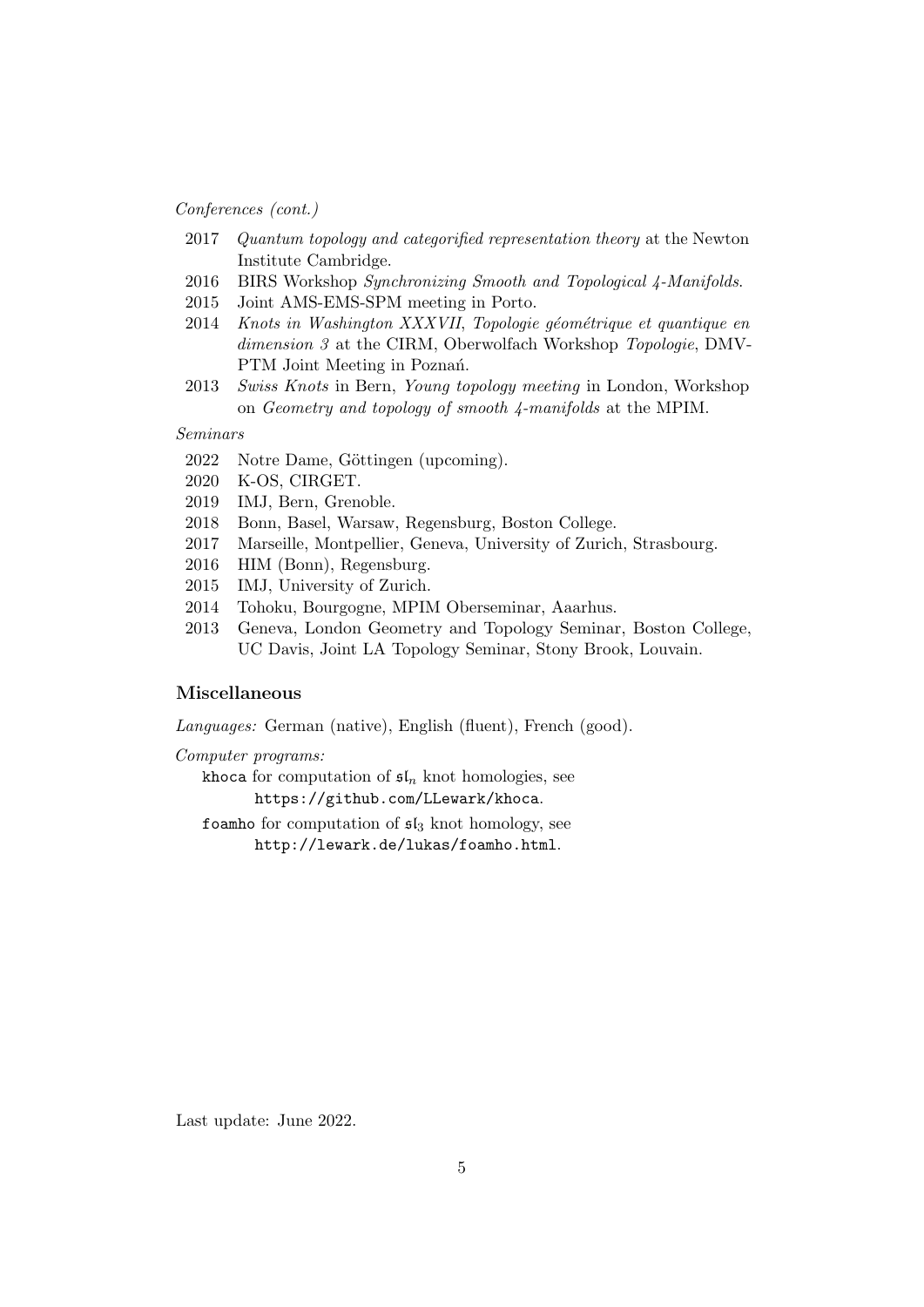*Conferences (cont.)*

- 2017 *Quantum topology and categorified representation theory* at the Newton Institute Cambridge.
- 2016 BIRS Workshop *Synchronizing Smooth and Topological 4-Manifolds.*
- 2015 Joint AMS-EMS-SPM meeting in Porto.
- 2014 *Knots in Washington XXXVII*, *Topologie géométrique et quantique en dimension 3* at the CIRM, Oberwolfach Workshop *Topologie*, DMV-PTM Joint Meeting in Poznań.
- 2013 *Swiss Knots* in Bern, *Young topology meeting* in London, Workshop on *Geometry and topology of smooth 4-manifolds* at the MPIM.

*Seminars*

- 2022 Notre Dame, Göttingen (upcoming).
- 2020 K-OS, CIRGET.
- 2019 IMJ, Bern, Grenoble.
- 2018 Bonn, Basel, Warsaw, Regensburg, Boston College.
- 2017 Marseille, Montpellier, Geneva, University of Zurich, Strasbourg.
- 2016 HIM (Bonn), Regensburg.
- 2015 IMJ, University of Zurich.
- 2014 Tohoku, Bourgogne, MPIM Oberseminar, Aaarhus.
- 2013 Geneva, London Geometry and Topology Seminar, Boston College, UC Davis, Joint LA Topology Seminar, Stony Brook, Louvain.

## Miscellaneous

*Languages:* German (native), English (fluent), French (good).

*Computer programs:*

`khoca` for computation of $\mathfrak{sl}_n$ knot homologies, see `https://github.com/LLewark/khoca`.

`foamho` for computation of $\mathfrak{sl}_3$ knot homology, see `http://lewark.de/lukas/foamho.html`.

Last update: June 2022.